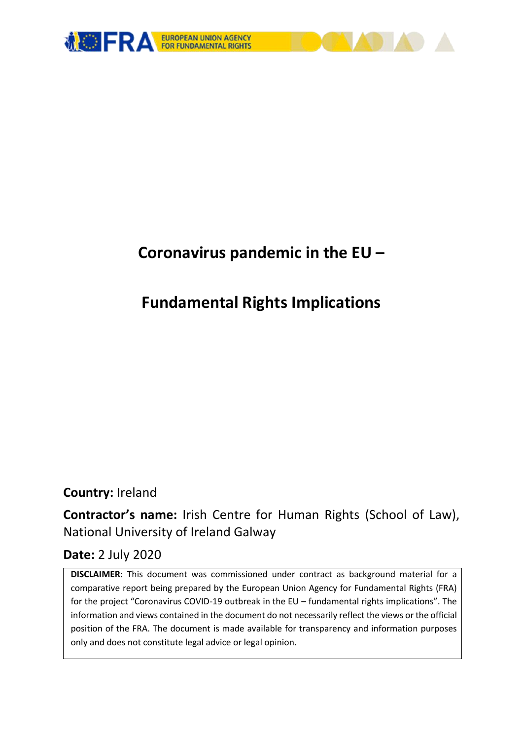# Coronavirus pandemic in the EU –

# Fundamental Rights Implications

**Country:** Ireland

**Contractor's name:** Irish Centre for Human Rights (School of Law), National University of Ireland Galway

**Date:** 2 July 2020

**DISCLAIMER:** This document was commissioned under contract as background material for a comparative report being prepared by the European Union Agency for Fundamental Rights (FRA) for the project "Coronavirus COVID-19 outbreak in the EU – fundamental rights implications". The information and views contained in the document do not necessarily reflect the views or the official position of the FRA. The document is made available for transparency and information purposes only and does not constitute legal advice or legal opinion.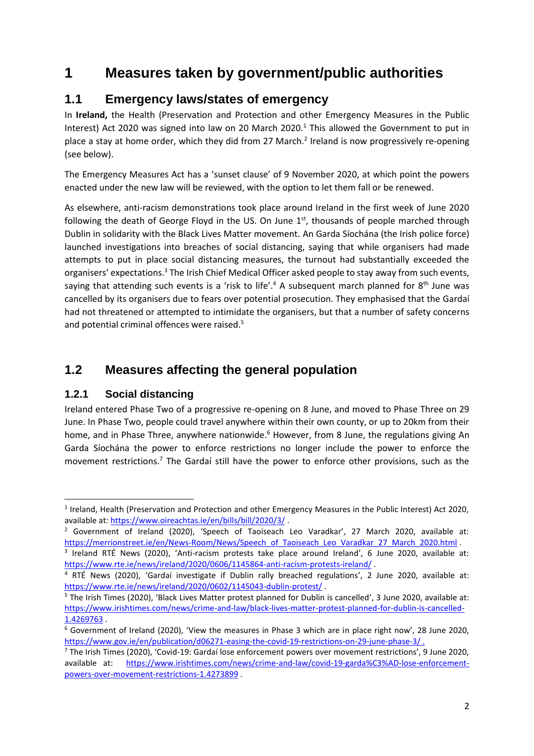# 1 Measures taken by government/public authorities

## 1.1 Emergency laws/states of emergency

In **Ireland,** the Health (Preservation and Protection and other Emergency Measures in the Public Interest) Act 2020 was signed into law on 20 March 2020.[1] This allowed the Government to put in place a stay at home order, which they did from 27 March.[2] Ireland is now progressively re-opening (see below).

The Emergency Measures Act has a 'sunset clause' of 9 November 2020, at which point the powers enacted under the new law will be reviewed, with the option to let them fall or be renewed.

As elsewhere, anti-racism demonstrations took place around Ireland in the first week of June 2020 following the death of George Floyd in the US. On June 1st, thousands of people marched through Dublin in solidarity with the Black Lives Matter movement. An Garda Síochána (the Irish police force) launched investigations into breaches of social distancing, saying that while organisers had made attempts to put in place social distancing measures, the turnout had substantially exceeded the organisers' expectations.[3] The Irish Chief Medical Officer asked people to stay away from such events, saying that attending such events is a 'risk to life'.[4] A subsequent march planned for 8th June was cancelled by its organisers due to fears over potential prosecution. They emphasised that the Gardaí had not threatened or attempted to intimidate the organisers, but that a number of safety concerns and potential criminal offences were raised.[5]

## 1.2 Measures affecting the general population

### 1.2.1 Social distancing

Ireland entered Phase Two of a progressive re-opening on 8 June, and moved to Phase Three on 29 June. In Phase Two, people could travel anywhere within their own county, or up to 20km from their home, and in Phase Three, anywhere nationwide.[6] However, from 8 June, the regulations giving An Garda Síochána the power to enforce restrictions no longer include the power to enforce the movement restrictions.[7] The Gardaí still have the power to enforce other provisions, such as the

---

[1] Ireland, Health (Preservation and Protection and other Emergency Measures in the Public Interest) Act 2020, available at: https://www.oireachtas.ie/en/bills/bill/2020/3/ .

[2] Government of Ireland (2020), 'Speech of Taoiseach Leo Varadkar', 27 March 2020, available at: https://merrionstreet.ie/en/News-Room/News/Speech_of_Taoiseach_Leo_Varadkar_27_March_2020.html .

[3] Ireland RTÉ News (2020), 'Anti-racism protests take place around Ireland', 6 June 2020, available at: https://www.rte.ie/news/ireland/2020/0606/1145864-anti-racism-protests-ireland/ .

[4] RTÉ News (2020), 'Gardaí investigate if Dublin rally breached regulations', 2 June 2020, available at: https://www.rte.ie/news/ireland/2020/0602/1145043-dublin-protest/ .

[5] The Irish Times (2020), 'Black Lives Matter protest planned for Dublin is cancelled', 3 June 2020, available at: https://www.irishtimes.com/news/crime-and-law/black-lives-matter-protest-planned-for-dublin-is-cancelled-1.4269763 .

[6] Government of Ireland (2020), 'View the measures in Phase 3 which are in place right now', 28 June 2020, https://www.gov.ie/en/publication/d06271-easing-the-covid-19-restrictions-on-29-june-phase-3/ .

[7] The Irish Times (2020), 'Covid-19: Gardaí lose enforcement powers over movement restrictions', 9 June 2020, available at: https://www.irishtimes.com/news/crime-and-law/covid-19-garda%C3%AD-lose-enforcement-powers-over-movement-restrictions-1.4273899 .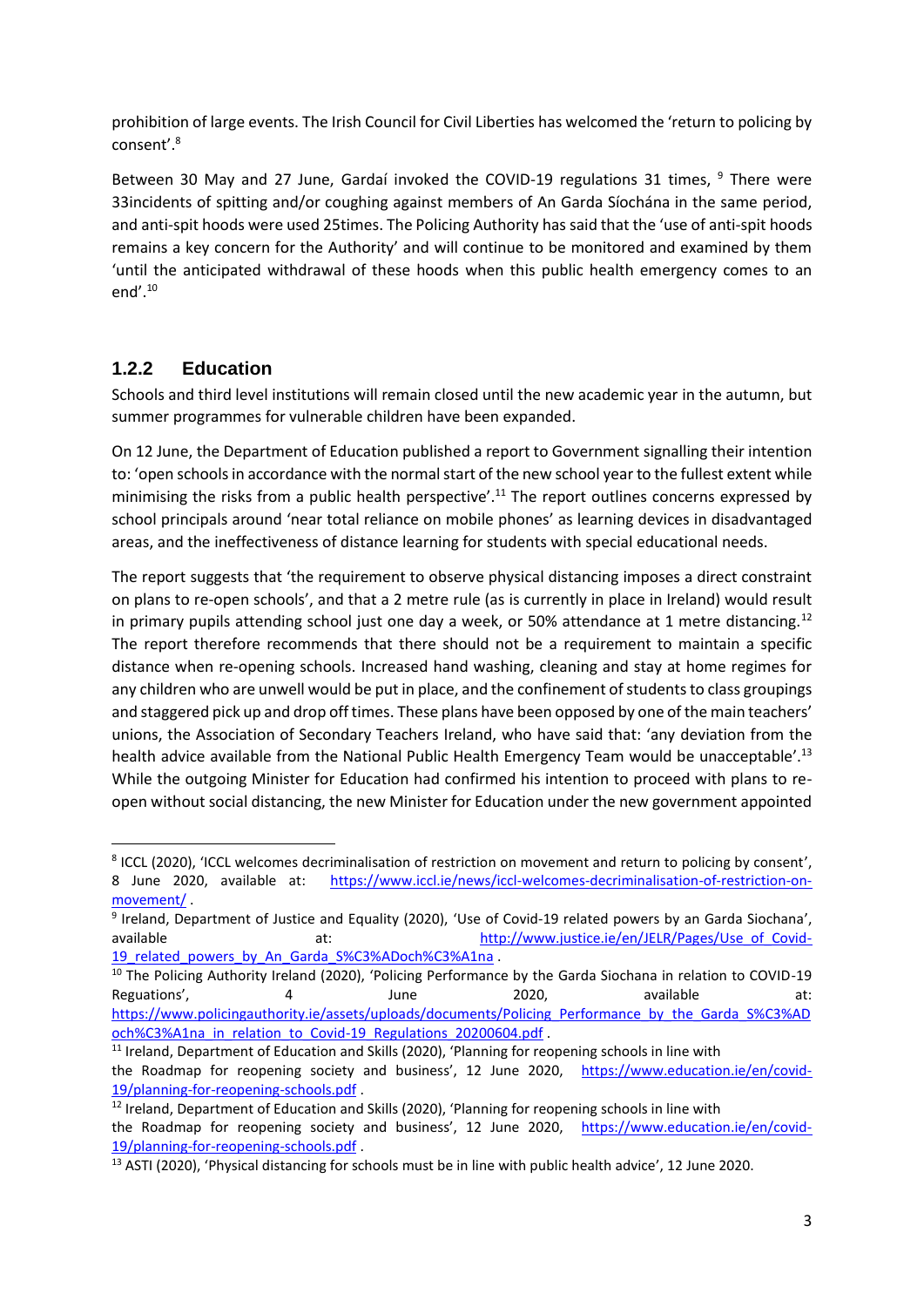prohibition of large events. The Irish Council for Civil Liberties has welcomed the 'return to policing by consent'.[8]

Between 30 May and 27 June, Gardaí invoked the COVID-19 regulations 31 times, [9] There were 33incidents of spitting and/or coughing against members of An Garda Síochána in the same period, and anti-spit hoods were used 25times. The Policing Authority has said that the 'use of anti-spit hoods remains a key concern for the Authority' and will continue to be monitored and examined by them 'until the anticipated withdrawal of these hoods when this public health emergency comes to an end'.[10]

### 1.2.2 Education

Schools and third level institutions will remain closed until the new academic year in the autumn, but summer programmes for vulnerable children have been expanded.

On 12 June, the Department of Education published a report to Government signalling their intention to: 'open schools in accordance with the normal start of the new school year to the fullest extent while minimising the risks from a public health perspective'.[11] The report outlines concerns expressed by school principals around 'near total reliance on mobile phones' as learning devices in disadvantaged areas, and the ineffectiveness of distance learning for students with special educational needs.

The report suggests that 'the requirement to observe physical distancing imposes a direct constraint on plans to re-open schools', and that a 2 metre rule (as is currently in place in Ireland) would result in primary pupils attending school just one day a week, or 50% attendance at 1 metre distancing.[12] The report therefore recommends that there should not be a requirement to maintain a specific distance when re-opening schools. Increased hand washing, cleaning and stay at home regimes for any children who are unwell would be put in place, and the confinement of students to class groupings and staggered pick up and drop off times. These plans have been opposed by one of the main teachers' unions, the Association of Secondary Teachers Ireland, who have said that: 'any deviation from the health advice available from the National Public Health Emergency Team would be unacceptable'.[13] While the outgoing Minister for Education had confirmed his intention to proceed with plans to re-open without social distancing, the new Minister for Education under the new government appointed

---

[8] ICCL (2020), 'ICCL welcomes decriminalisation of restriction on movement and return to policing by consent', 8 June 2020, available at: https://www.iccl.ie/news/iccl-welcomes-decriminalisation-of-restriction-on-movement/ .

[9] Ireland, Department of Justice and Equality (2020), 'Use of Covid-19 related powers by an Garda Siochana', available at: http://www.justice.ie/en/JELR/Pages/Use_of_Covid-19_related_powers_by_An_Garda_S%C3%ADoch%C3%A1na .

[10] The Policing Authority Ireland (2020), 'Policing Performance by the Garda Siochana in relation to COVID-19 Reguations', 4 June 2020, available at: https://www.policingauthority.ie/assets/uploads/documents/Policing_Performance_by_the_Garda_S%C3%ADoch%C3%A1na_in_relation_to_Covid-19_Regulations_20200604.pdf .

[11] Ireland, Department of Education and Skills (2020), 'Planning for reopening schools in line with the Roadmap for reopening society and business', 12 June 2020, https://www.education.ie/en/covid-19/planning-for-reopening-schools.pdf .

[12] Ireland, Department of Education and Skills (2020), 'Planning for reopening schools in line with the Roadmap for reopening society and business', 12 June 2020, https://www.education.ie/en/covid-19/planning-for-reopening-schools.pdf .

[13] ASTI (2020), 'Physical distancing for schools must be in line with public health advice', 12 June 2020.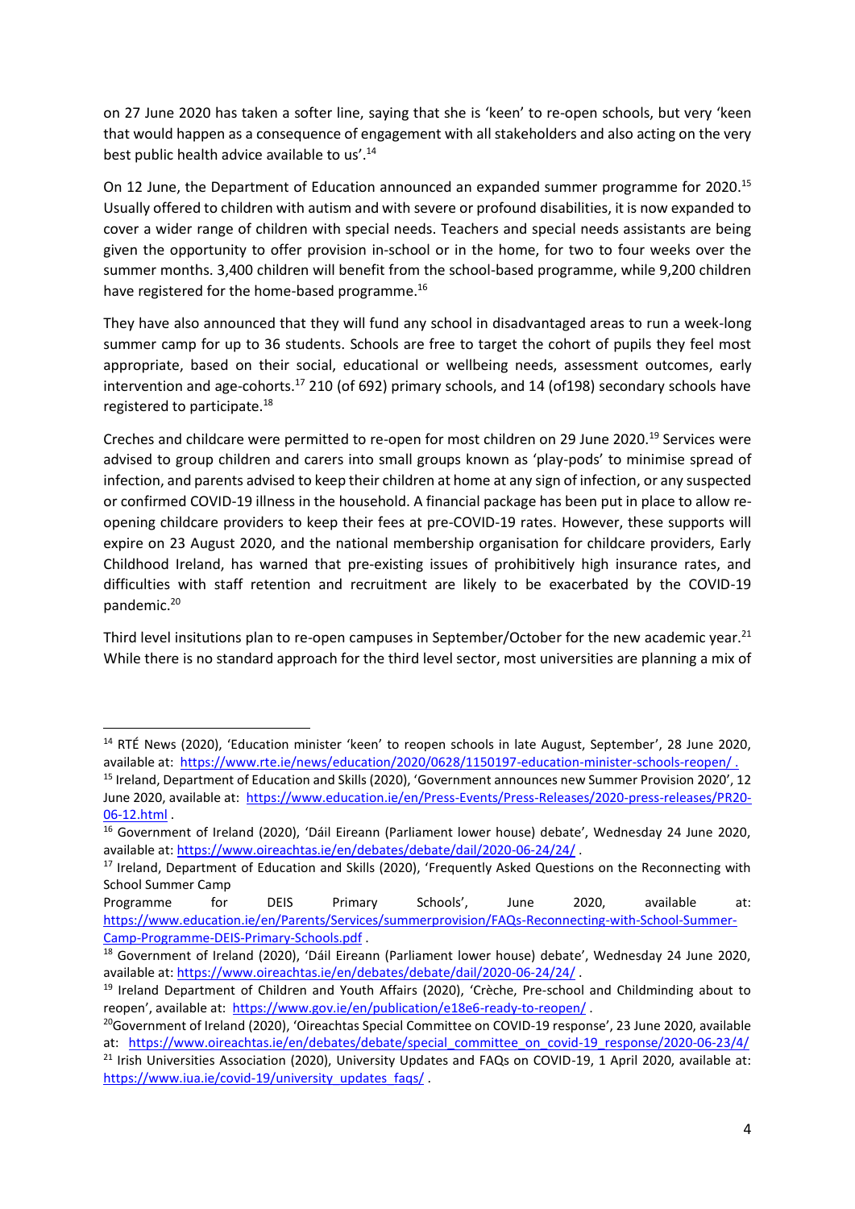on 27 June 2020 has taken a softer line, saying that she is 'keen' to re-open schools, but very 'keen that would happen as a consequence of engagement with all stakeholders and also acting on the very best public health advice available to us'.[14]

On 12 June, the Department of Education announced an expanded summer programme for 2020.[15] Usually offered to children with autism and with severe or profound disabilities, it is now expanded to cover a wider range of children with special needs. Teachers and special needs assistants are being given the opportunity to offer provision in-school or in the home, for two to four weeks over the summer months. 3,400 children will benefit from the school-based programme, while 9,200 children have registered for the home-based programme.[16]

They have also announced that they will fund any school in disadvantaged areas to run a week-long summer camp for up to 36 students. Schools are free to target the cohort of pupils they feel most appropriate, based on their social, educational or wellbeing needs, assessment outcomes, early intervention and age-cohorts.[17] 210 (of 692) primary schools, and 14 (of198) secondary schools have registered to participate.[18]

Creches and childcare were permitted to re-open for most children on 29 June 2020.[19] Services were advised to group children and carers into small groups known as 'play-pods' to minimise spread of infection, and parents advised to keep their children at home at any sign of infection, or any suspected or confirmed COVID-19 illness in the household. A financial package has been put in place to allow re-opening childcare providers to keep their fees at pre-COVID-19 rates. However, these supports will expire on 23 August 2020, and the national membership organisation for childcare providers, Early Childhood Ireland, has warned that pre-existing issues of prohibitively high insurance rates, and difficulties with staff retention and recruitment are likely to be exacerbated by the COVID-19 pandemic.[20]

Third level insitutions plan to re-open campuses in September/October for the new academic year.[21] While there is no standard approach for the third level sector, most universities are planning a mix of

---

[14] RTÉ News (2020), 'Education minister 'keen' to reopen schools in late August, September', 28 June 2020, available at: https://www.rte.ie/news/education/2020/0628/1150197-education-minister-schools-reopen/ .

[15] Ireland, Department of Education and Skills (2020), 'Government announces new Summer Provision 2020', 12 June 2020, available at: https://www.education.ie/en/Press-Events/Press-Releases/2020-press-releases/PR20-06-12.html .

[16] Government of Ireland (2020), 'Dáil Eireann (Parliament lower house) debate', Wednesday 24 June 2020, available at: https://www.oireachtas.ie/en/debates/debate/dail/2020-06-24/24/ .

[17] Ireland, Department of Education and Skills (2020), 'Frequently Asked Questions on the Reconnecting with School Summer Camp Programme for DEIS Primary Schools', June 2020, available at: https://www.education.ie/en/Parents/Services/summerprovision/FAQs-Reconnecting-with-School-Summer-Camp-Programme-DEIS-Primary-Schools.pdf .

[18] Government of Ireland (2020), 'Dáil Eireann (Parliament lower house) debate', Wednesday 24 June 2020, available at: https://www.oireachtas.ie/en/debates/debate/dail/2020-06-24/24/ .

[19] Ireland Department of Children and Youth Affairs (2020), 'Crèche, Pre-school and Childminding about to reopen', available at: https://www.gov.ie/en/publication/e18e6-ready-to-reopen/ .

[20] Government of Ireland (2020), 'Oireachtas Special Committee on COVID-19 response', 23 June 2020, available at: https://www.oireachtas.ie/en/debates/debate/special_committee_on_covid-19_response/2020-06-23/4/

[21] Irish Universities Association (2020), University Updates and FAQs on COVID-19, 1 April 2020, available at: https://www.iua.ie/covid-19/university_updates_faqs/ .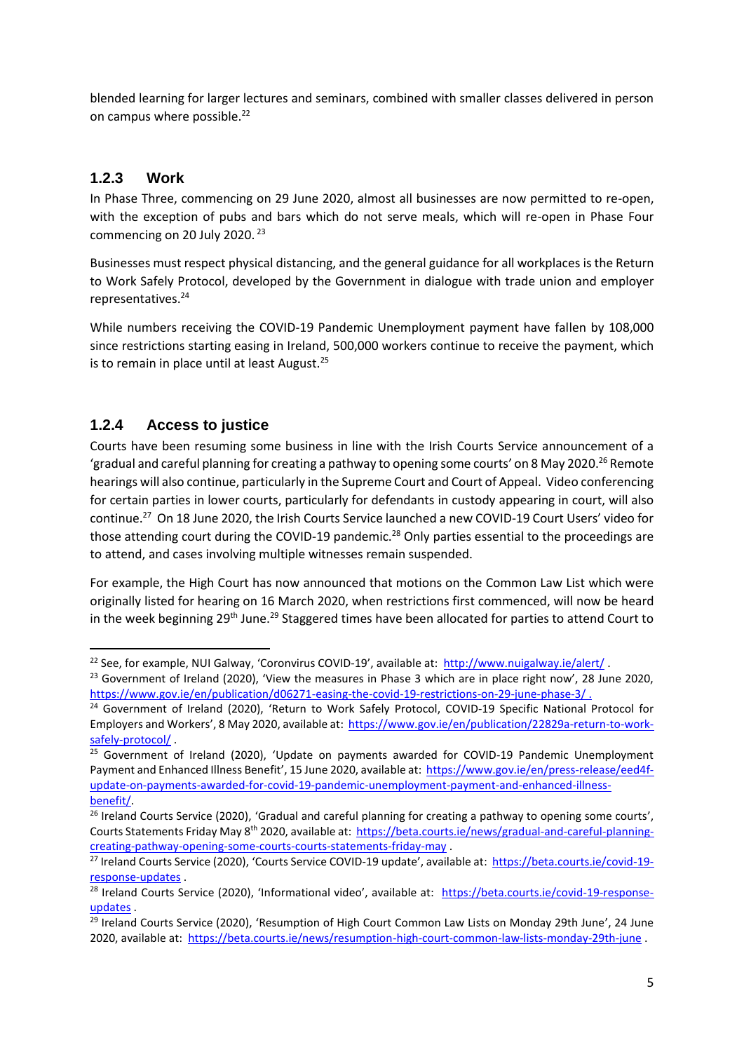blended learning for larger lectures and seminars, combined with smaller classes delivered in person on campus where possible.[22]

### 1.2.3 Work

In Phase Three, commencing on 29 June 2020, almost all businesses are now permitted to re-open, with the exception of pubs and bars which do not serve meals, which will re-open in Phase Four commencing on 20 July 2020. [23]

Businesses must respect physical distancing, and the general guidance for all workplaces is the Return to Work Safely Protocol, developed by the Government in dialogue with trade union and employer representatives.[24]

While numbers receiving the COVID-19 Pandemic Unemployment payment have fallen by 108,000 since restrictions starting easing in Ireland, 500,000 workers continue to receive the payment, which is to remain in place until at least August.[25]

### 1.2.4 Access to justice

Courts have been resuming some business in line with the Irish Courts Service announcement of a 'gradual and careful planning for creating a pathway to opening some courts' on 8 May 2020.[26] Remote hearings will also continue, particularly in the Supreme Court and Court of Appeal. Video conferencing for certain parties in lower courts, particularly for defendants in custody appearing in court, will also continue.[27] On 18 June 2020, the Irish Courts Service launched a new COVID-19 Court Users' video for those attending court during the COVID-19 pandemic.[28] Only parties essential to the proceedings are to attend, and cases involving multiple witnesses remain suspended.

For example, the High Court has now announced that motions on the Common Law List which were originally listed for hearing on 16 March 2020, when restrictions first commenced, will now be heard in the week beginning 29th June.[29] Staggered times have been allocated for parties to attend Court to

---

[22] See, for example, NUI Galway, 'Coronvirus COVID-19', available at: http://www.nuigalway.ie/alert/ .

[23] Government of Ireland (2020), 'View the measures in Phase 3 which are in place right now', 28 June 2020, https://www.gov.ie/en/publication/d06271-easing-the-covid-19-restrictions-on-29-june-phase-3/ .

[24] Government of Ireland (2020), 'Return to Work Safely Protocol, COVID-19 Specific National Protocol for Employers and Workers', 8 May 2020, available at: https://www.gov.ie/en/publication/22829a-return-to-work-safely-protocol/ .

[25] Government of Ireland (2020), 'Update on payments awarded for COVID-19 Pandemic Unemployment Payment and Enhanced Illness Benefit', 15 June 2020, available at: https://www.gov.ie/en/press-release/eed4f-update-on-payments-awarded-for-covid-19-pandemic-unemployment-payment-and-enhanced-illness-benefit/.

[26] Ireland Courts Service (2020), 'Gradual and careful planning for creating a pathway to opening some courts', Courts Statements Friday May 8th 2020, available at: https://beta.courts.ie/news/gradual-and-careful-planning-creating-pathway-opening-some-courts-courts-statements-friday-may .

[27] Ireland Courts Service (2020), 'Courts Service COVID-19 update', available at: https://beta.courts.ie/covid-19-response-updates .

[28] Ireland Courts Service (2020), 'Informational video', available at: https://beta.courts.ie/covid-19-response-updates .

[29] Ireland Courts Service (2020), 'Resumption of High Court Common Law Lists on Monday 29th June', 24 June 2020, available at: https://beta.courts.ie/news/resumption-high-court-common-law-lists-monday-29th-june .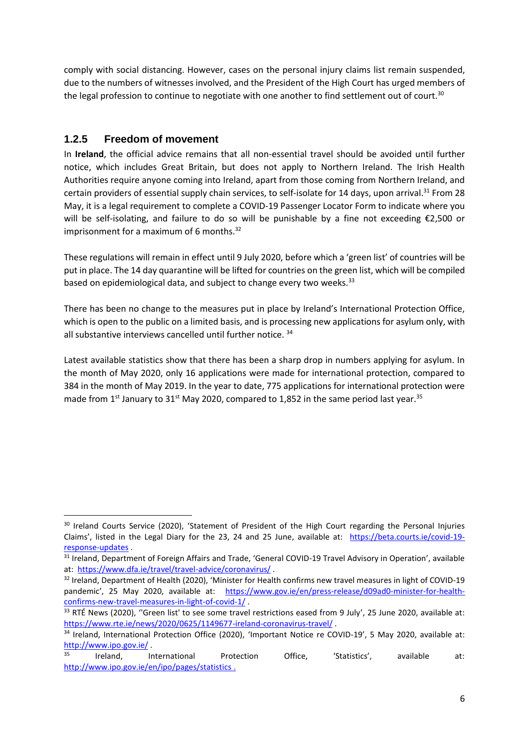comply with social distancing. However, cases on the personal injury claims list remain suspended, due to the numbers of witnesses involved, and the President of the High Court has urged members of the legal profession to continue to negotiate with one another to find settlement out of court.[30]

### 1.2.5 Freedom of movement

In **Ireland**, the official advice remains that all non-essential travel should be avoided until further notice, which includes Great Britain, but does not apply to Northern Ireland. The Irish Health Authorities require anyone coming into Ireland, apart from those coming from Northern Ireland, and certain providers of essential supply chain services, to self-isolate for 14 days, upon arrival.[31] From 28 May, it is a legal requirement to complete a COVID-19 Passenger Locator Form to indicate where you will be self-isolating, and failure to do so will be punishable by a fine not exceeding €2,500 or imprisonment for a maximum of 6 months.[32]

These regulations will remain in effect until 9 July 2020, before which a 'green list' of countries will be put in place. The 14 day quarantine will be lifted for countries on the green list, which will be compiled based on epidemiological data, and subject to change every two weeks.[33]

There has been no change to the measures put in place by Ireland's International Protection Office, which is open to the public on a limited basis, and is processing new applications for asylum only, with all substantive interviews cancelled until further notice.[34]

Latest available statistics show that there has been a sharp drop in numbers applying for asylum. In the month of May 2020, only 16 applications were made for international protection, compared to 384 in the month of May 2019. In the year to date, 775 applications for international protection were made from 1st January to 31st May 2020, compared to 1,852 in the same period last year.[35]

---

[30] Ireland Courts Service (2020), 'Statement of President of the High Court regarding the Personal Injuries Claims', listed in the Legal Diary for the 23, 24 and 25 June, available at: https://beta.courts.ie/covid-19-response-updates .

[31] Ireland, Department of Foreign Affairs and Trade, 'General COVID-19 Travel Advisory in Operation', available at: https://www.dfa.ie/travel/travel-advice/coronavirus/ .

[32] Ireland, Department of Health (2020), 'Minister for Health confirms new travel measures in light of COVID-19 pandemic', 25 May 2020, available at: https://www.gov.ie/en/press-release/d09ad0-minister-for-health-confirms-new-travel-measures-in-light-of-covid-1/ .

[33] RTÉ News (2020), ''Green list' to see some travel restrictions eased from 9 July', 25 June 2020, available at: https://www.rte.ie/news/2020/0625/1149677-ireland-coronavirus-travel/ .

[34] Ireland, International Protection Office (2020), 'Important Notice re COVID-19', 5 May 2020, available at: http://www.ipo.gov.ie/ .

[35] Ireland, International Protection Office, 'Statistics', available at: http://www.ipo.gov.ie/en/ipo/pages/statistics .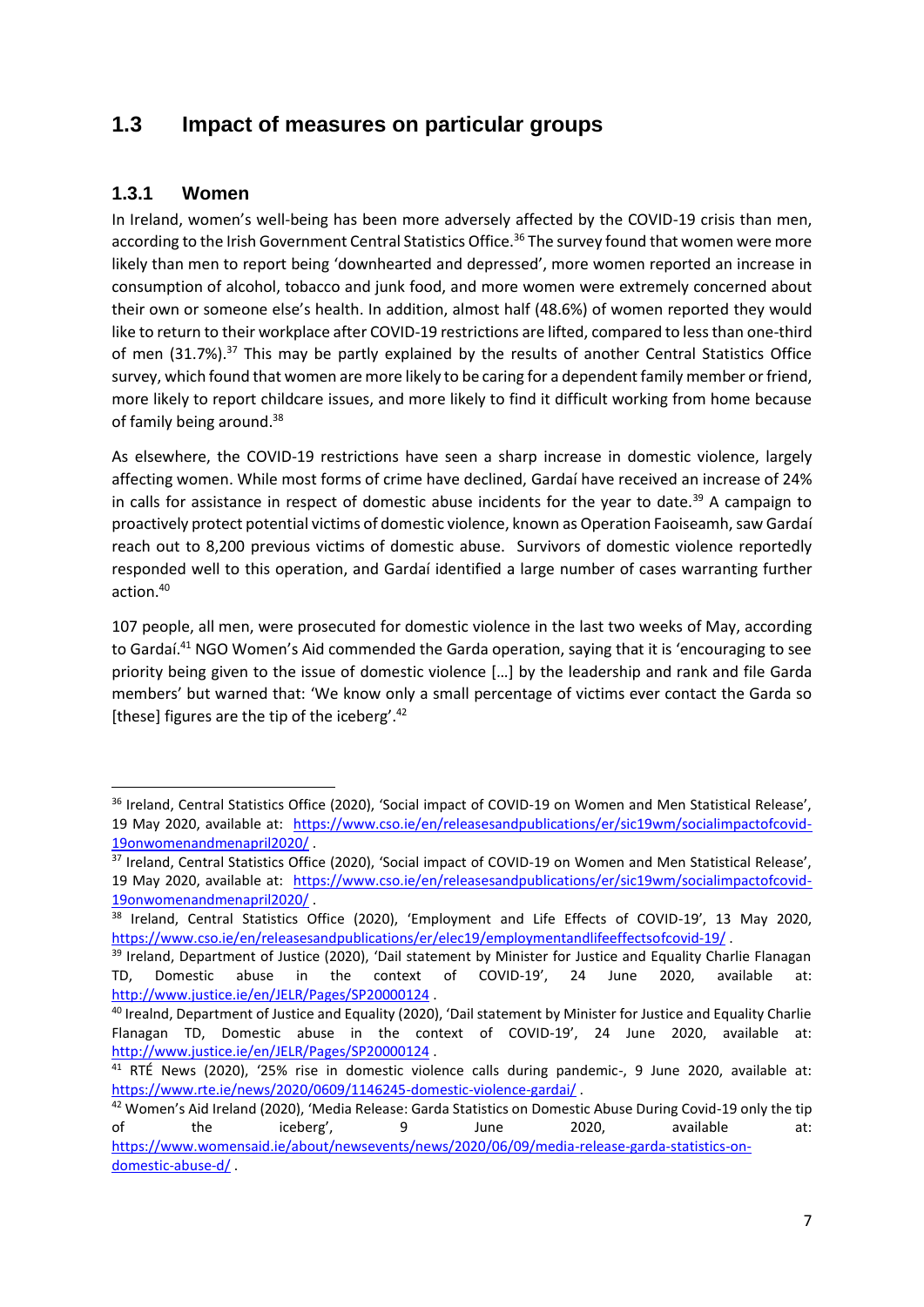## 1.3 Impact of measures on particular groups

### 1.3.1 Women

In Ireland, women's well-being has been more adversely affected by the COVID-19 crisis than men, according to the Irish Government Central Statistics Office.[36] The survey found that women were more likely than men to report being 'downhearted and depressed', more women reported an increase in consumption of alcohol, tobacco and junk food, and more women were extremely concerned about their own or someone else's health. In addition, almost half (48.6%) of women reported they would like to return to their workplace after COVID-19 restrictions are lifted, compared to less than one-third of men (31.7%).[37] This may be partly explained by the results of another Central Statistics Office survey, which found that women are more likely to be caring for a dependent family member or friend, more likely to report childcare issues, and more likely to find it difficult working from home because of family being around.[38]

As elsewhere, the COVID-19 restrictions have seen a sharp increase in domestic violence, largely affecting women. While most forms of crime have declined, Gardaí have received an increase of 24% in calls for assistance in respect of domestic abuse incidents for the year to date.[39] A campaign to proactively protect potential victims of domestic violence, known as Operation Faoiseamh, saw Gardaí reach out to 8,200 previous victims of domestic abuse. Survivors of domestic violence reportedly responded well to this operation, and Gardaí identified a large number of cases warranting further action.[40]

107 people, all men, were prosecuted for domestic violence in the last two weeks of May, according to Gardaí.[41] NGO Women's Aid commended the Garda operation, saying that it is 'encouraging to see priority being given to the issue of domestic violence […] by the leadership and rank and file Garda members' but warned that: 'We know only a small percentage of victims ever contact the Garda so [these] figures are the tip of the iceberg'.[42]

---

[36] Ireland, Central Statistics Office (2020), 'Social impact of COVID-19 on Women and Men Statistical Release', 19 May 2020, available at: https://www.cso.ie/en/releasesandpublications/er/sic19wm/socialimpactofcovid-19onwomenandmenapril2020/ .

[37] Ireland, Central Statistics Office (2020), 'Social impact of COVID-19 on Women and Men Statistical Release', 19 May 2020, available at: https://www.cso.ie/en/releasesandpublications/er/sic19wm/socialimpactofcovid-19onwomenandmenapril2020/ .

[38] Ireland, Central Statistics Office (2020), 'Employment and Life Effects of COVID-19', 13 May 2020, https://www.cso.ie/en/releasesandpublications/er/elec19/employmentandlifeeffectsofcovid-19/ .

[39] Ireland, Department of Justice (2020), 'Dail statement by Minister for Justice and Equality Charlie Flanagan TD, Domestic abuse in the context of COVID-19', 24 June 2020, available at: http://www.justice.ie/en/JELR/Pages/SP20000124 .

[40] Irealnd, Department of Justice and Equality (2020), 'Dail statement by Minister for Justice and Equality Charlie Flanagan TD, Domestic abuse in the context of COVID-19', 24 June 2020, available at: http://www.justice.ie/en/JELR/Pages/SP20000124 .

[41] RTÉ News (2020), '25% rise in domestic violence calls during pandemic-, 9 June 2020, available at: https://www.rte.ie/news/2020/0609/1146245-domestic-violence-gardai/ .

[42] Women's Aid Ireland (2020), 'Media Release: Garda Statistics on Domestic Abuse During Covid-19 only the tip of the iceberg', 9 June 2020, available at: https://www.womensaid.ie/about/newsevents/news/2020/06/09/media-release-garda-statistics-on-domestic-abuse-d/ .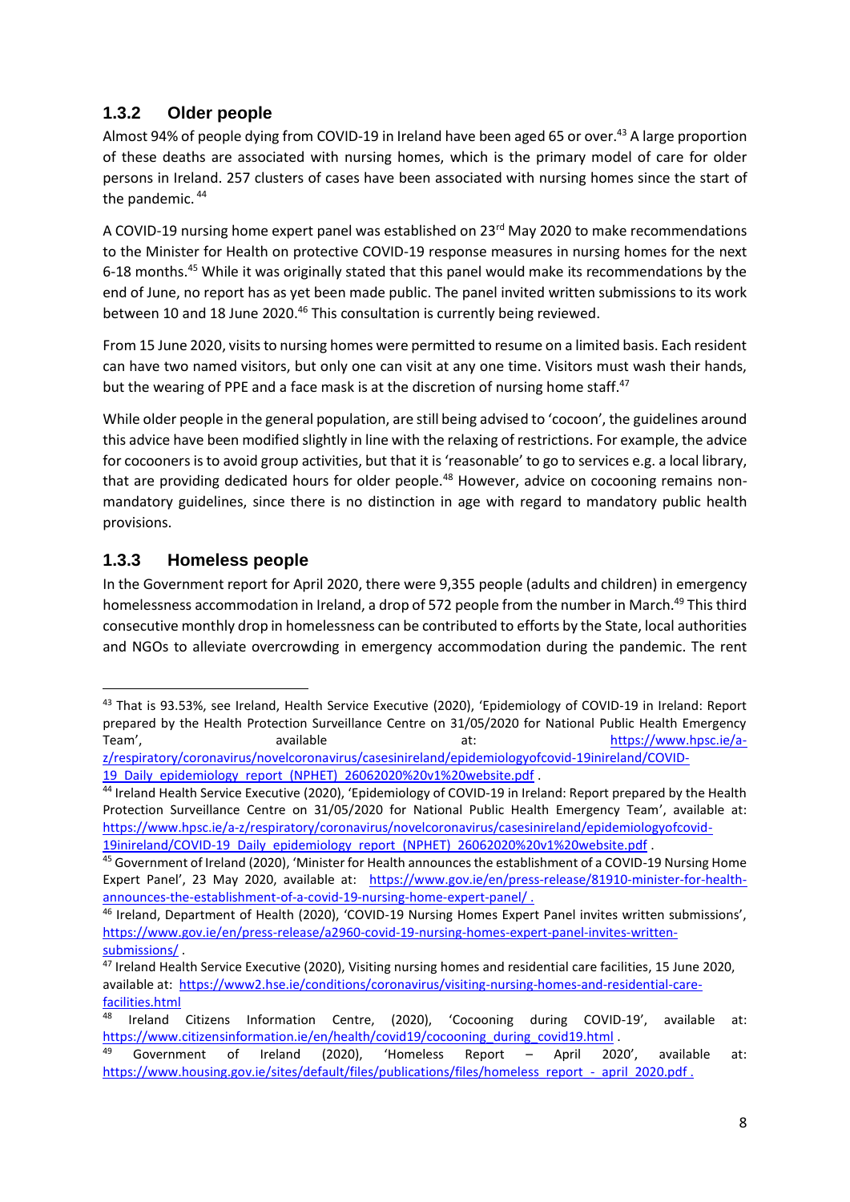### 1.3.2 Older people

Almost 94% of people dying from COVID-19 in Ireland have been aged 65 or over.[43] A large proportion of these deaths are associated with nursing homes, which is the primary model of care for older persons in Ireland. 257 clusters of cases have been associated with nursing homes since the start of the pandemic. [44]

A COVID-19 nursing home expert panel was established on 23rd May 2020 to make recommendations to the Minister for Health on protective COVID-19 response measures in nursing homes for the next 6-18 months.[45] While it was originally stated that this panel would make its recommendations by the end of June, no report has as yet been made public. The panel invited written submissions to its work between 10 and 18 June 2020.[46] This consultation is currently being reviewed.

From 15 June 2020, visits to nursing homes were permitted to resume on a limited basis. Each resident can have two named visitors, but only one can visit at any one time. Visitors must wash their hands, but the wearing of PPE and a face mask is at the discretion of nursing home staff.[47]

While older people in the general population, are still being advised to 'cocoon', the guidelines around this advice have been modified slightly in line with the relaxing of restrictions. For example, the advice for cocooners is to avoid group activities, but that it is 'reasonable' to go to services e.g. a local library, that are providing dedicated hours for older people.[48] However, advice on cocooning remains non-mandatory guidelines, since there is no distinction in age with regard to mandatory public health provisions.

### 1.3.3 Homeless people

In the Government report for April 2020, there were 9,355 people (adults and children) in emergency homelessness accommodation in Ireland, a drop of 572 people from the number in March.[49] This third consecutive monthly drop in homelessness can be contributed to efforts by the State, local authorities and NGOs to alleviate overcrowding in emergency accommodation during the pandemic. The rent

---

[43] That is 93.53%, see Ireland, Health Service Executive (2020), 'Epidemiology of COVID-19 in Ireland: Report prepared by the Health Protection Surveillance Centre on 31/05/2020 for National Public Health Emergency Team', available at: https://www.hpsc.ie/a-z/respiratory/coronavirus/novelcoronavirus/casesinireland/epidemiologyofcovid-19inireland/COVID-19_Daily_epidemiology_report_(NPHET)_26062020%20v1%20website.pdf .

[44] Ireland Health Service Executive (2020), 'Epidemiology of COVID-19 in Ireland: Report prepared by the Health Protection Surveillance Centre on 31/05/2020 for National Public Health Emergency Team', available at: https://www.hpsc.ie/a-z/respiratory/coronavirus/novelcoronavirus/casesinireland/epidemiologyofcovid-19inireland/COVID-19_Daily_epidemiology_report_(NPHET)_26062020%20v1%20website.pdf .

[45] Government of Ireland (2020), 'Minister for Health announces the establishment of a COVID-19 Nursing Home Expert Panel', 23 May 2020, available at: https://www.gov.ie/en/press-release/81910-minister-for-health-announces-the-establishment-of-a-covid-19-nursing-home-expert-panel/ .

[46] Ireland, Department of Health (2020), 'COVID-19 Nursing Homes Expert Panel invites written submissions', https://www.gov.ie/en/press-release/a2960-covid-19-nursing-homes-expert-panel-invites-written-submissions/ .

[47] Ireland Health Service Executive (2020), Visiting nursing homes and residential care facilities, 15 June 2020, available at: https://www2.hse.ie/conditions/coronavirus/visiting-nursing-homes-and-residential-care-facilities.html

[48] Ireland Citizens Information Centre, (2020), 'Cocooning during COVID-19', available at: https://www.citizensinformation.ie/en/health/covid19/cocooning_during_covid19.html .

[49] Government of Ireland (2020), 'Homeless Report – April 2020', available at: https://www.housing.gov.ie/sites/default/files/publications/files/homeless_report_-_april_2020.pdf .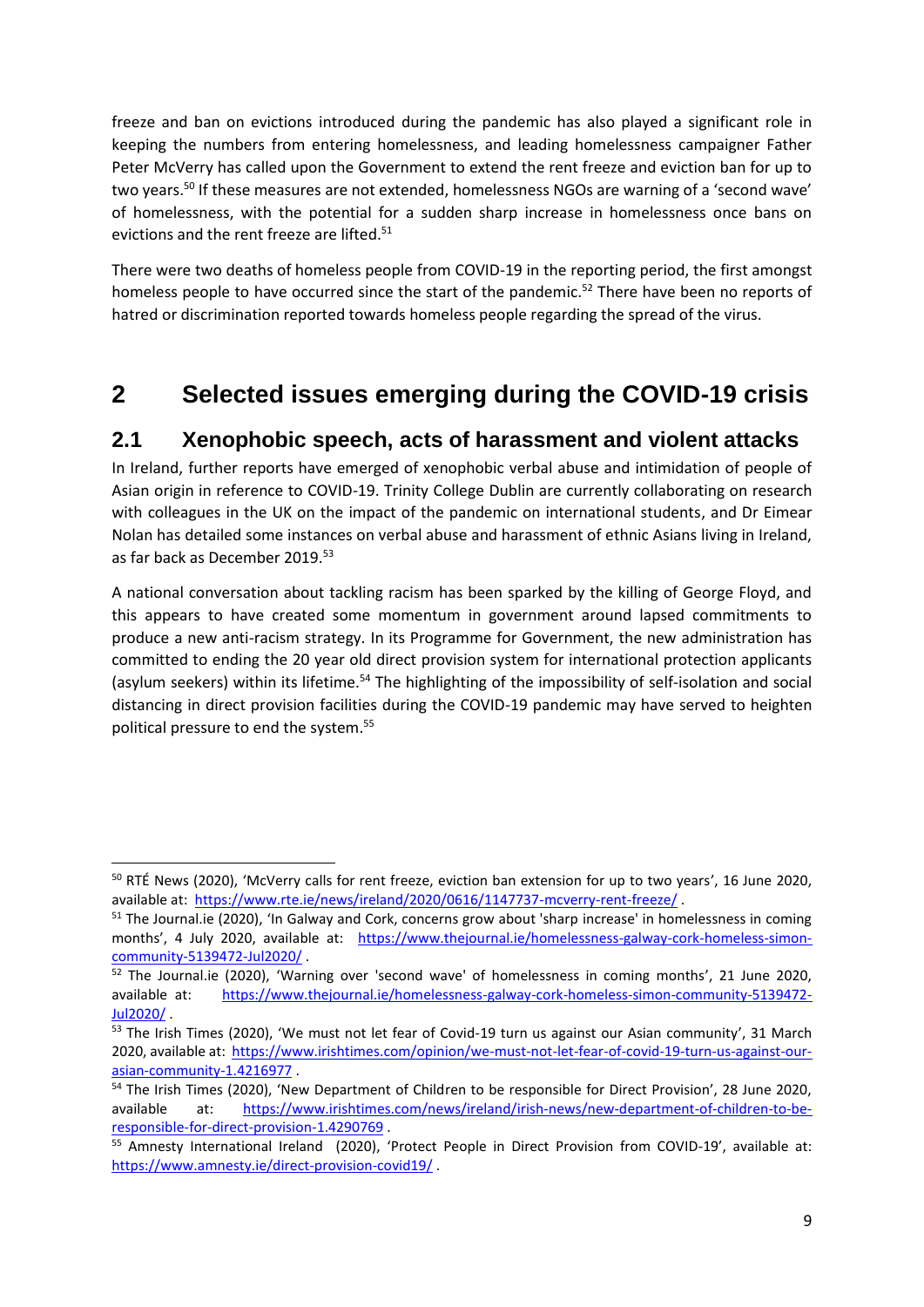freeze and ban on evictions introduced during the pandemic has also played a significant role in keeping the numbers from entering homelessness, and leading homelessness campaigner Father Peter McVerry has called upon the Government to extend the rent freeze and eviction ban for up to two years.[50] If these measures are not extended, homelessness NGOs are warning of a 'second wave' of homelessness, with the potential for a sudden sharp increase in homelessness once bans on evictions and the rent freeze are lifted.[51]

There were two deaths of homeless people from COVID-19 in the reporting period, the first amongst homeless people to have occurred since the start of the pandemic.[52] There have been no reports of hatred or discrimination reported towards homeless people regarding the spread of the virus.

# 2 Selected issues emerging during the COVID-19 crisis

## 2.1 Xenophobic speech, acts of harassment and violent attacks

In Ireland, further reports have emerged of xenophobic verbal abuse and intimidation of people of Asian origin in reference to COVID-19. Trinity College Dublin are currently collaborating on research with colleagues in the UK on the impact of the pandemic on international students, and Dr Eimear Nolan has detailed some instances on verbal abuse and harassment of ethnic Asians living in Ireland, as far back as December 2019.[53]

A national conversation about tackling racism has been sparked by the killing of George Floyd, and this appears to have created some momentum in government around lapsed commitments to produce a new anti-racism strategy. In its Programme for Government, the new administration has committed to ending the 20 year old direct provision system for international protection applicants (asylum seekers) within its lifetime.[54] The highlighting of the impossibility of self-isolation and social distancing in direct provision facilities during the COVID-19 pandemic may have served to heighten political pressure to end the system.[55]

---

[50] RTÉ News (2020), 'McVerry calls for rent freeze, eviction ban extension for up to two years', 16 June 2020, available at: https://www.rte.ie/news/ireland/2020/0616/1147737-mcverry-rent-freeze/ .

[51] The Journal.ie (2020), 'In Galway and Cork, concerns grow about 'sharp increase' in homelessness in coming months', 4 July 2020, available at: https://www.thejournal.ie/homelessness-galway-cork-homeless-simon-community-5139472-Jul2020/ .

[52] The Journal.ie (2020), 'Warning over 'second wave' of homelessness in coming months', 21 June 2020, available at: https://www.thejournal.ie/homelessness-galway-cork-homeless-simon-community-5139472-Jul2020/ .

[53] The Irish Times (2020), 'We must not let fear of Covid-19 turn us against our Asian community', 31 March 2020, available at: https://www.irishtimes.com/opinion/we-must-not-let-fear-of-covid-19-turn-us-against-our-asian-community-1.4216977 .

[54] The Irish Times (2020), 'New Department of Children to be responsible for Direct Provision', 28 June 2020, available at: https://www.irishtimes.com/news/ireland/irish-news/new-department-of-children-to-be-responsible-for-direct-provision-1.4290769 .

[55] Amnesty International Ireland (2020), 'Protect People in Direct Provision from COVID-19', available at: https://www.amnesty.ie/direct-provision-covid19/ .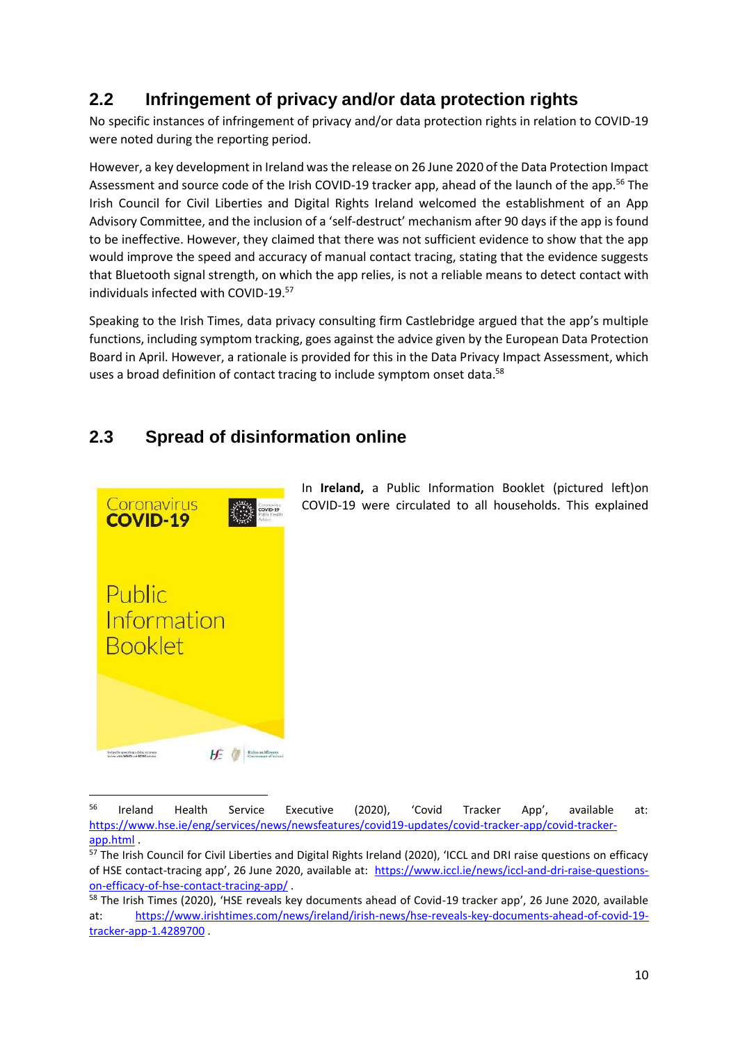## 2.2 Infringement of privacy and/or data protection rights

No specific instances of infringement of privacy and/or data protection rights in relation to COVID-19 were noted during the reporting period.

However, a key development in Ireland was the release on 26 June 2020 of the Data Protection Impact Assessment and source code of the Irish COVID-19 tracker app, ahead of the launch of the app.[56] The Irish Council for Civil Liberties and Digital Rights Ireland welcomed the establishment of an App Advisory Committee, and the inclusion of a 'self-destruct' mechanism after 90 days if the app is found to be ineffective. However, they claimed that there was not sufficient evidence to show that the app would improve the speed and accuracy of manual contact tracing, stating that the evidence suggests that Bluetooth signal strength, on which the app relies, is not a reliable means to detect contact with individuals infected with COVID-19.[57]

Speaking to the Irish Times, data privacy consulting firm Castlebridge argued that the app's multiple functions, including symptom tracking, goes against the advice given by the European Data Protection Board in April. However, a rationale is provided for this in the Data Privacy Impact Assessment, which uses a broad definition of contact tracing to include symptom onset data.[58]

## 2.3 Spread of disinformation online

In **Ireland,** a Public Information Booklet (pictured left)on COVID-19 were circulated to all households. This explained

---

[56] Ireland Health Service Executive (2020), 'Covid Tracker App', available at: https://www.hse.ie/eng/services/news/newsfeatures/covid19-updates/covid-tracker-app/covid-tracker-app.html .

[57] The Irish Council for Civil Liberties and Digital Rights Ireland (2020), 'ICCL and DRI raise questions on efficacy of HSE contact-tracing app', 26 June 2020, available at: https://www.iccl.ie/news/iccl-and-dri-raise-questions-on-efficacy-of-hse-contact-tracing-app/ .

[58] The Irish Times (2020), 'HSE reveals key documents ahead of Covid-19 tracker app', 26 June 2020, available at: https://www.irishtimes.com/news/ireland/irish-news/hse-reveals-key-documents-ahead-of-covid-19-tracker-app-1.4289700 .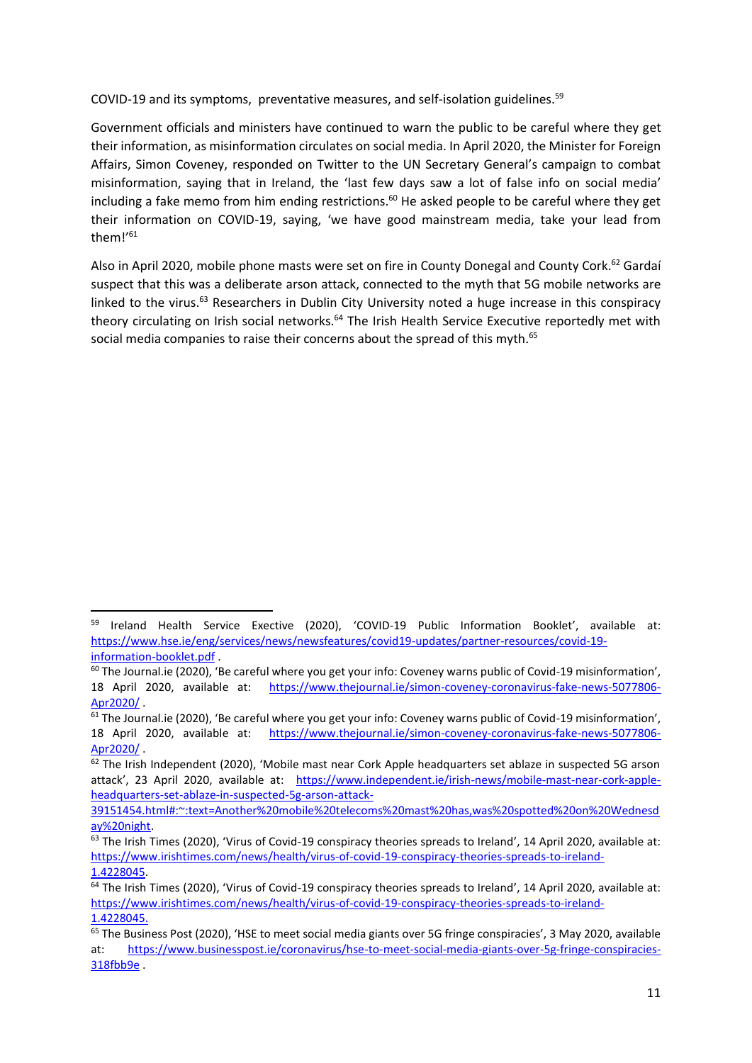COVID-19 and its symptoms, preventative measures, and self-isolation guidelines.[59]

Government officials and ministers have continued to warn the public to be careful where they get their information, as misinformation circulates on social media. In April 2020, the Minister for Foreign Affairs, Simon Coveney, responded on Twitter to the UN Secretary General's campaign to combat misinformation, saying that in Ireland, the 'last few days saw a lot of false info on social media' including a fake memo from him ending restrictions.[60] He asked people to be careful where they get their information on COVID-19, saying, 'we have good mainstream media, take your lead from them!'[61]

Also in April 2020, mobile phone masts were set on fire in County Donegal and County Cork.[62] Gardaí suspect that this was a deliberate arson attack, connected to the myth that 5G mobile networks are linked to the virus.[63] Researchers in Dublin City University noted a huge increase in this conspiracy theory circulating on Irish social networks.[64] The Irish Health Service Executive reportedly met with social media companies to raise their concerns about the spread of this myth.[65]

---

[59] Ireland Health Service Exective (2020), 'COVID-19 Public Information Booklet', available at: https://www.hse.ie/eng/services/news/newsfeatures/covid19-updates/partner-resources/covid-19-information-booklet.pdf .

[60] The Journal.ie (2020), 'Be careful where you get your info: Coveney warns public of Covid-19 misinformation', 18 April 2020, available at: https://www.thejournal.ie/simon-coveney-coronavirus-fake-news-5077806-Apr2020/ .

[61] The Journal.ie (2020), 'Be careful where you get your info: Coveney warns public of Covid-19 misinformation', 18 April 2020, available at: https://www.thejournal.ie/simon-coveney-coronavirus-fake-news-5077806-Apr2020/ .

[62] The Irish Independent (2020), 'Mobile mast near Cork Apple headquarters set ablaze in suspected 5G arson attack', 23 April 2020, available at: https://www.independent.ie/irish-news/mobile-mast-near-cork-apple-headquarters-set-ablaze-in-suspected-5g-arson-attack-39151454.html#:~:text=Another%20mobile%20telecoms%20mast%20has,was%20spotted%20on%20Wednesday%20night.

[63] The Irish Times (2020), 'Virus of Covid-19 conspiracy theories spreads to Ireland', 14 April 2020, available at: https://www.irishtimes.com/news/health/virus-of-covid-19-conspiracy-theories-spreads-to-ireland-1.4228045.

[64] The Irish Times (2020), 'Virus of Covid-19 conspiracy theories spreads to Ireland', 14 April 2020, available at: https://www.irishtimes.com/news/health/virus-of-covid-19-conspiracy-theories-spreads-to-ireland-1.4228045.

[65] The Business Post (2020), 'HSE to meet social media giants over 5G fringe conspiracies', 3 May 2020, available at: https://www.businesspost.ie/coronavirus/hse-to-meet-social-media-giants-over-5g-fringe-conspiracies-318fbb9e .